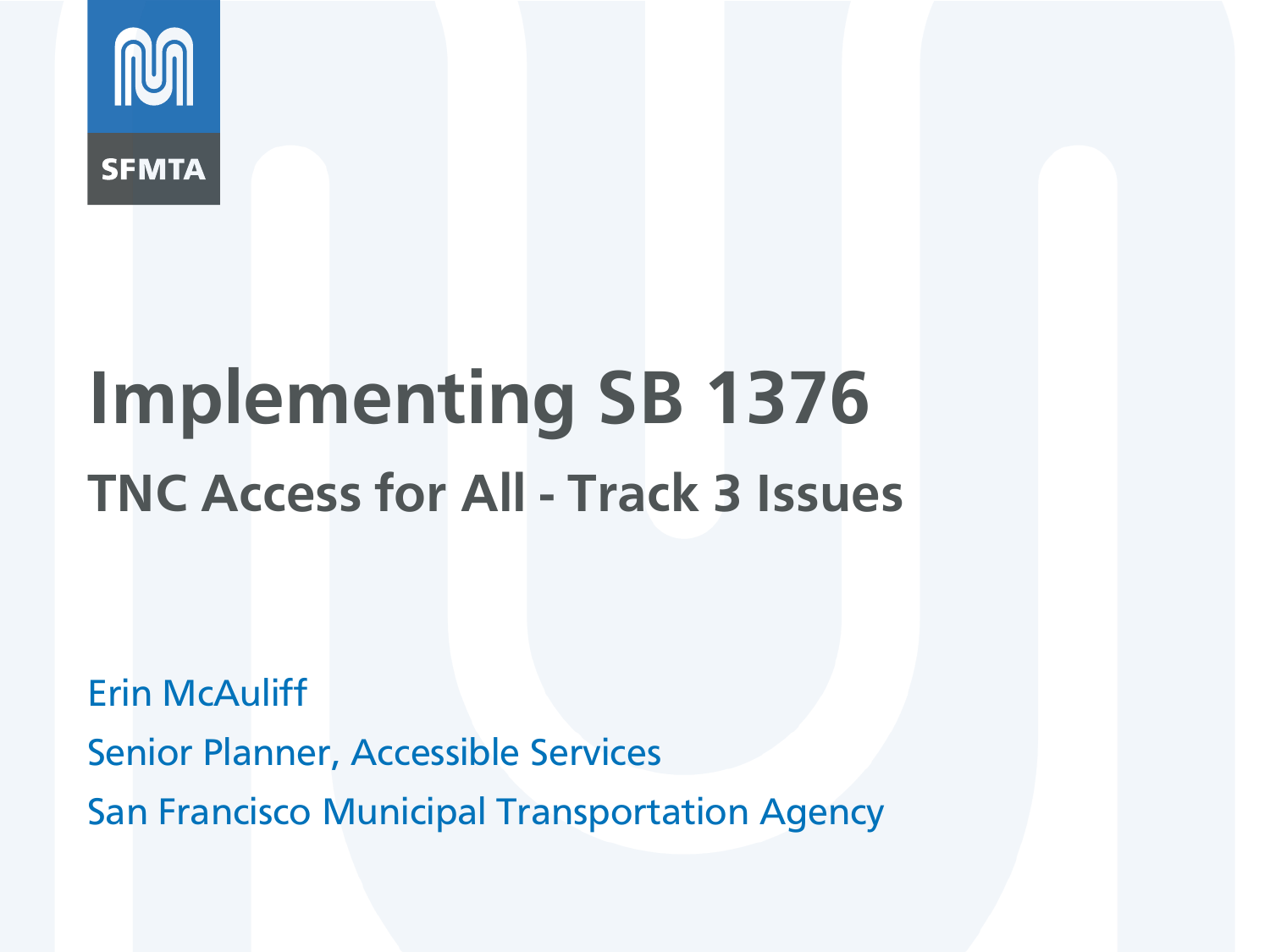SFMTA

# Implementing SB 1376

## TNC Access for All - Track 3 Issues

Erin McAuliff

Senior Planner, Accessible Services

San Francisco Municipal Transportation Agency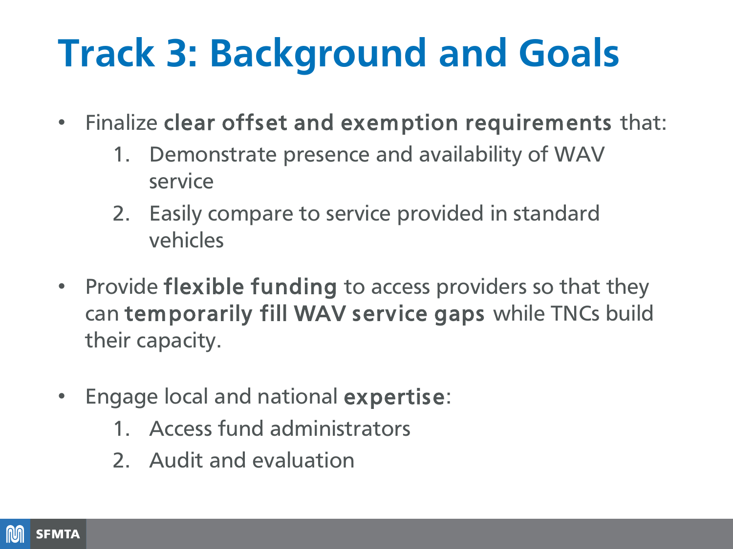# Track 3: Background and Goals

- Finalize **clear offset and exemption requirements** that:
  1. Demonstrate presence and availability of WAV service
  2. Easily compare to service provided in standard vehicles

- Provide **flexible funding** to access providers so that they can **temporarily fill WAV service gaps** while TNCs build their capacity.

- Engage local and national **expertise**:
  1. Access fund administrators
  2. Audit and evaluation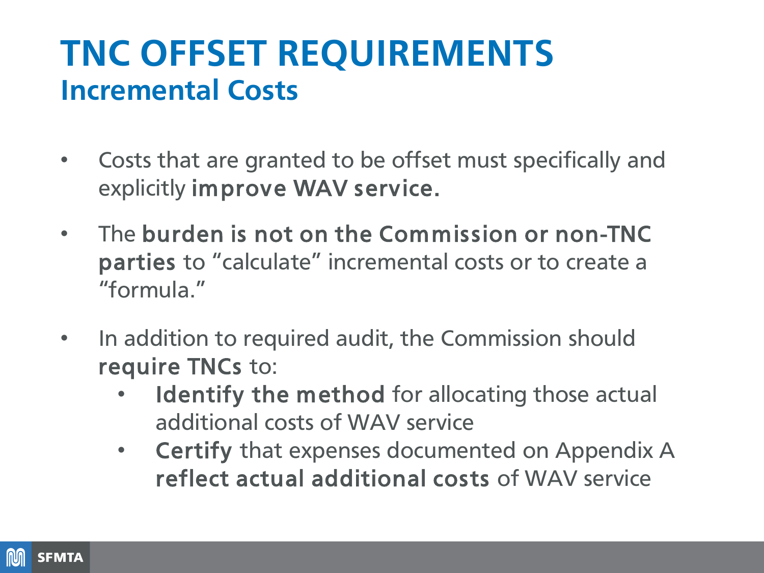# TNC OFFSET REQUIREMENTS

## Incremental Costs

- Costs that are granted to be offset must specifically and explicitly **improve WAV service.**
- The **burden is not on the Commission or non-TNC parties** to "calculate" incremental costs or to create a "formula."
- In addition to required audit, the Commission should **require TNCs** to:
  - **Identify the method** for allocating those actual additional costs of WAV service
  - **Certify** that expenses documented on Appendix A **reflect actual additional costs** of WAV service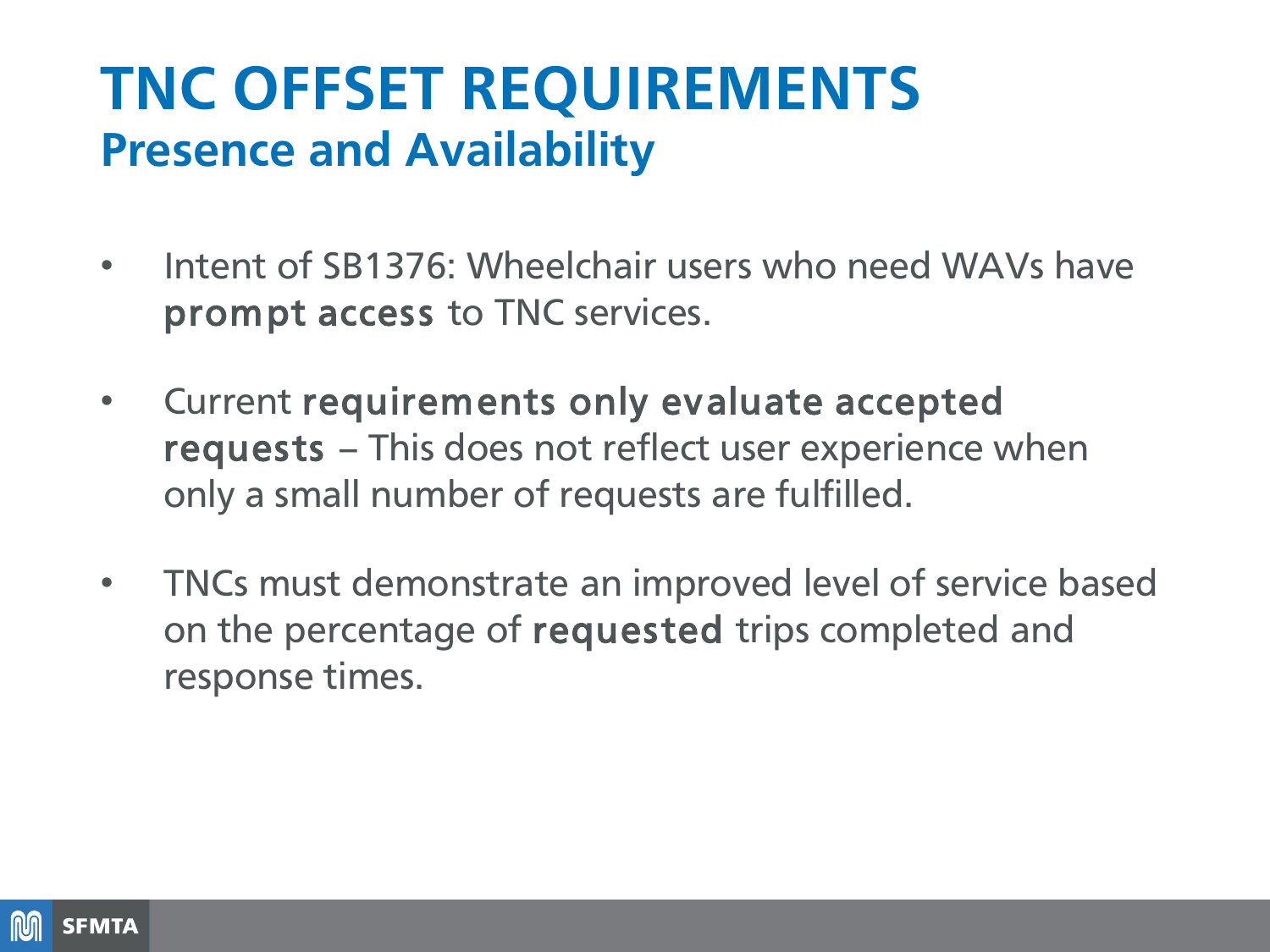# TNC OFFSET REQUIREMENTS

## Presence and Availability

- Intent of SB1376: Wheelchair users who need WAVs have **prompt access** to TNC services.
- Current **requirements only evaluate accepted requests** – This does not reflect user experience when only a small number of requests are fulfilled.
- TNCs must demonstrate an improved level of service based on the percentage of **requested** trips completed and response times.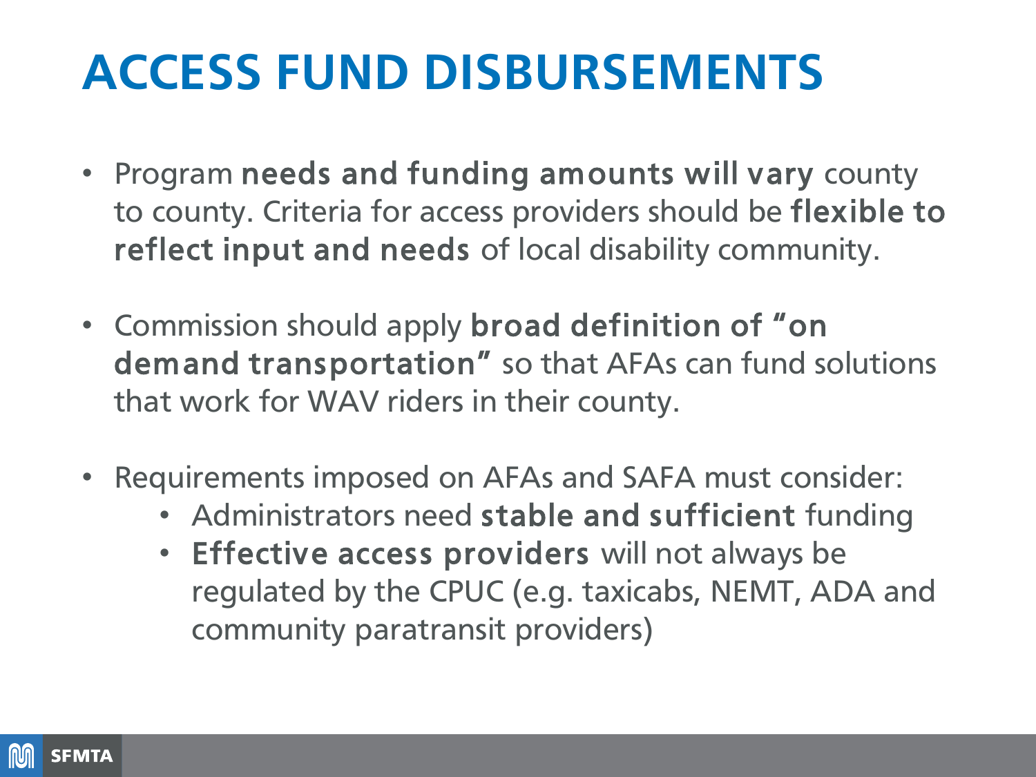# ACCESS FUND DISBURSEMENTS

- Program **needs and funding amounts will vary** county to county. Criteria for access providers should be **flexible to reflect input and needs** of local disability community.

- Commission should apply **broad definition of "on demand transportation"** so that AFAs can fund solutions that work for WAV riders in their county.

- Requirements imposed on AFAs and SAFA must consider:
  - Administrators need **stable and sufficient** funding
  - **Effective access providers** will not always be regulated by the CPUC (e.g. taxicabs, NEMT, ADA and community paratransit providers)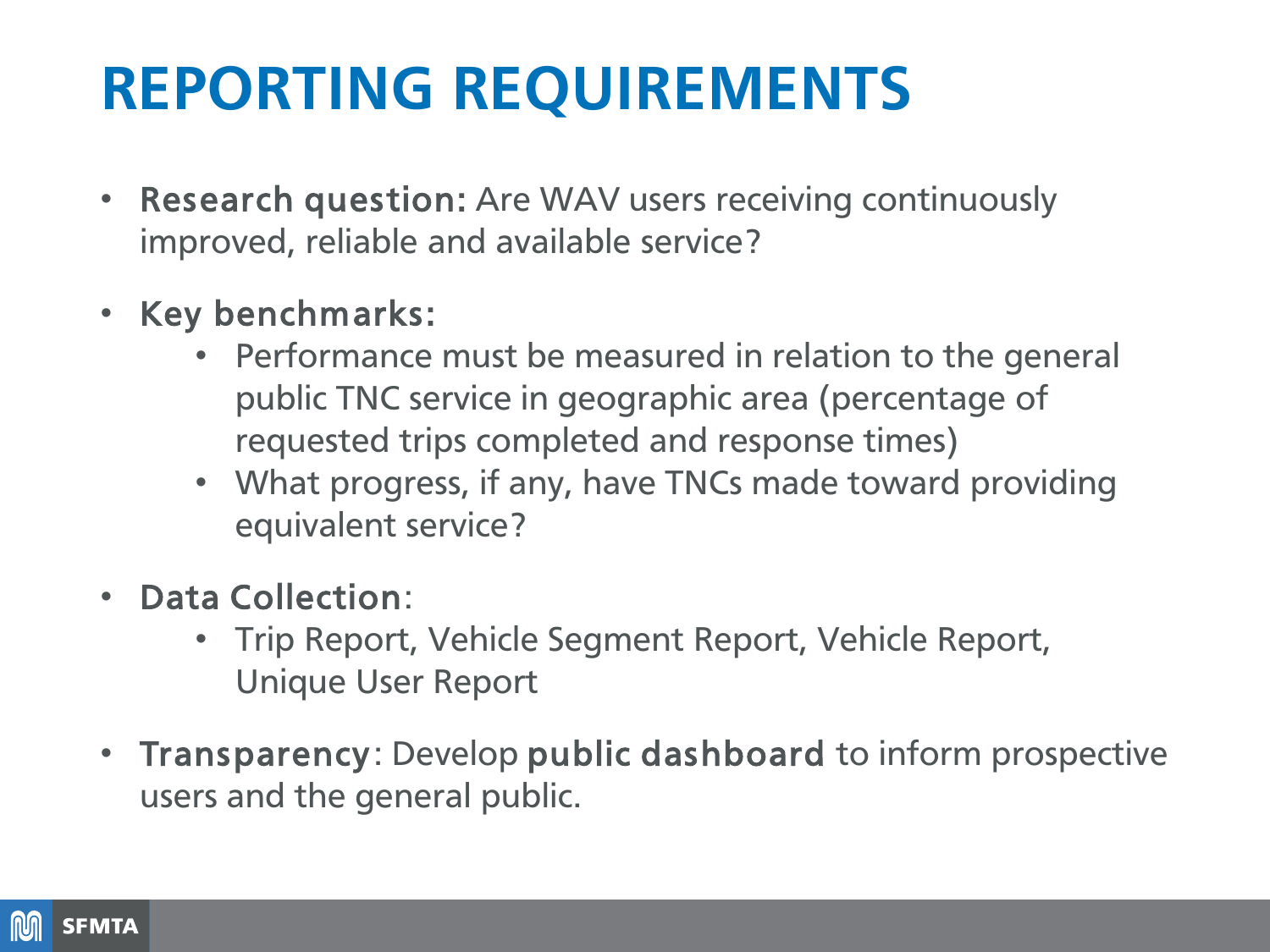# REPORTING REQUIREMENTS

- **Research question:** Are WAV users receiving continuously improved, reliable and available service?
- **Key benchmarks:**
  - Performance must be measured in relation to the general public TNC service in geographic area (percentage of requested trips completed and response times)
  - What progress, if any, have TNCs made toward providing equivalent service?
- **Data Collection**:
  - Trip Report, Vehicle Segment Report, Vehicle Report, Unique User Report
- **Transparency**: Develop **public dashboard** to inform prospective users and the general public.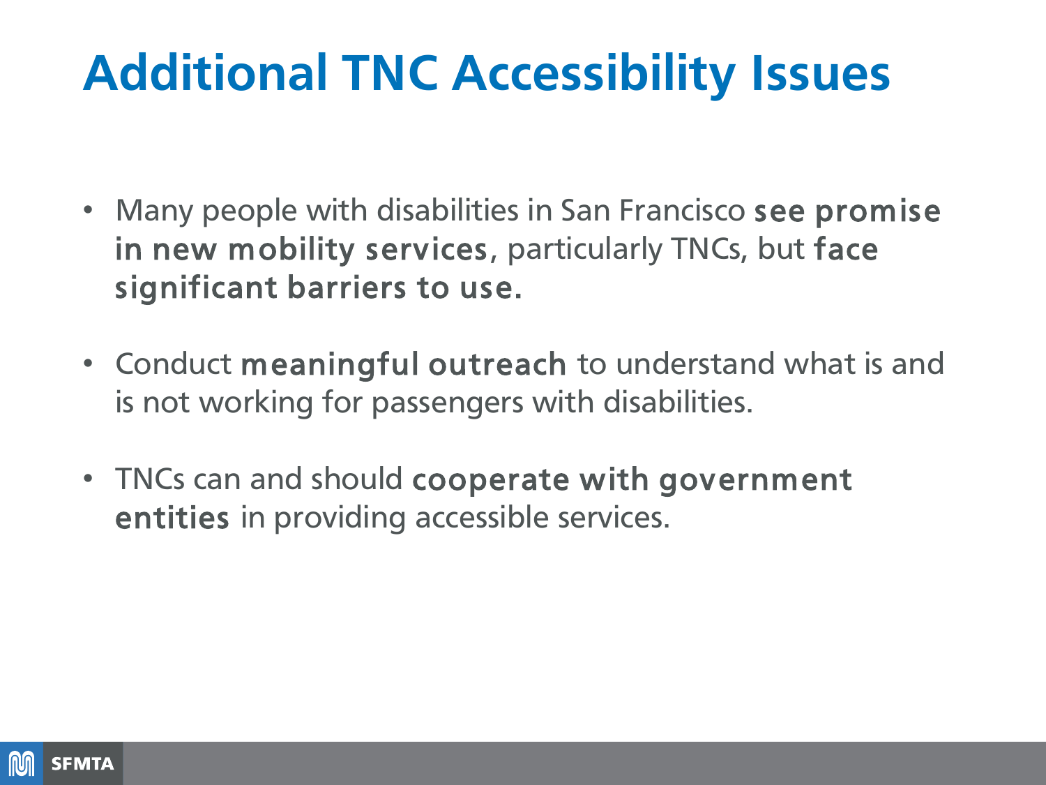# Additional TNC Accessibility Issues

- Many people with disabilities in San Francisco **see promise in new mobility services**, particularly TNCs, but **face significant barriers to use.**
- Conduct **meaningful outreach** to understand what is and is not working for passengers with disabilities.
- TNCs can and should **cooperate with government entities** in providing accessible services.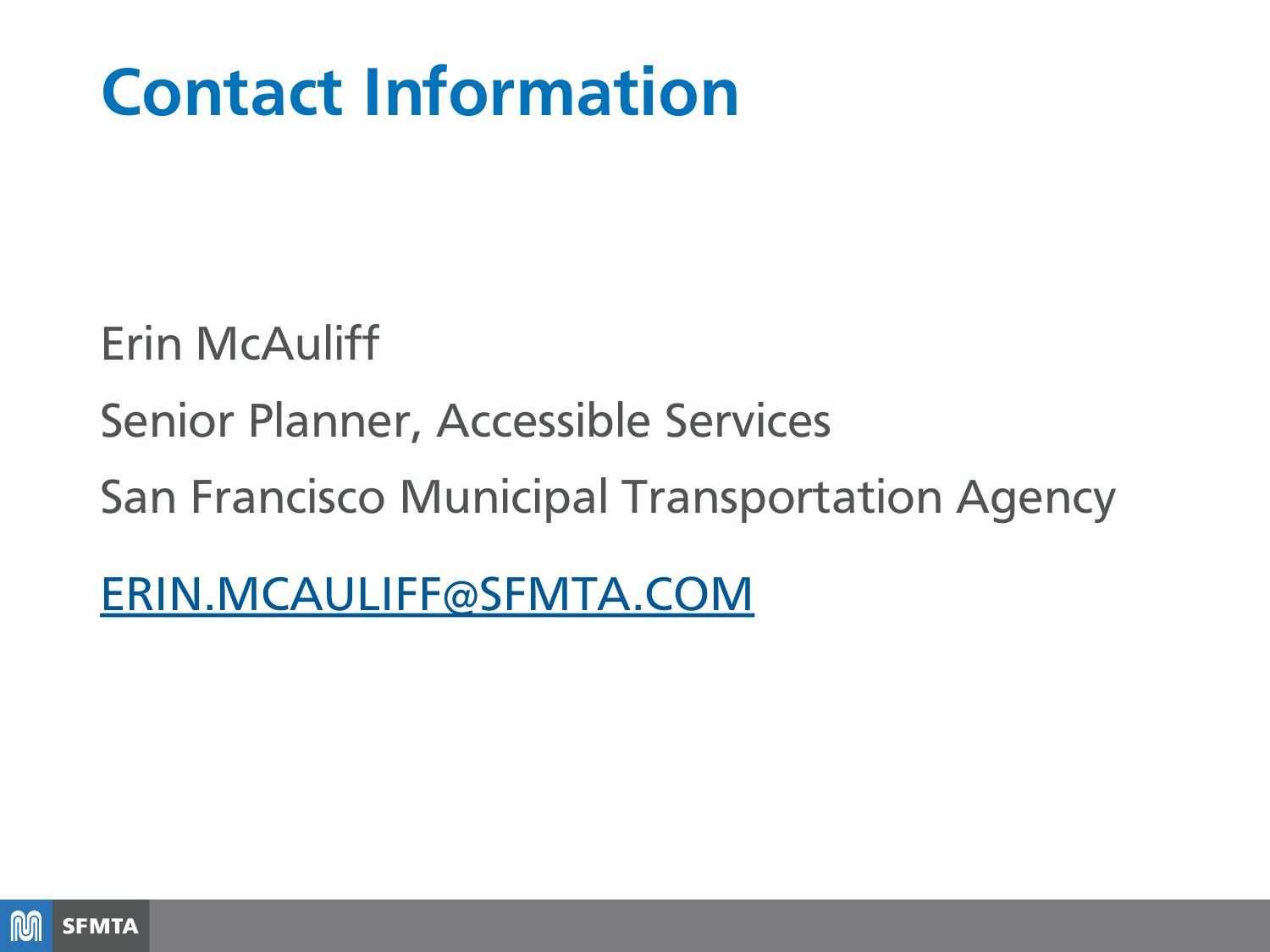# Contact Information

Erin McAuliff

Senior Planner, Accessible Services

San Francisco Municipal Transportation Agency

ERIN.MCAULIFF@SFMTA.COM